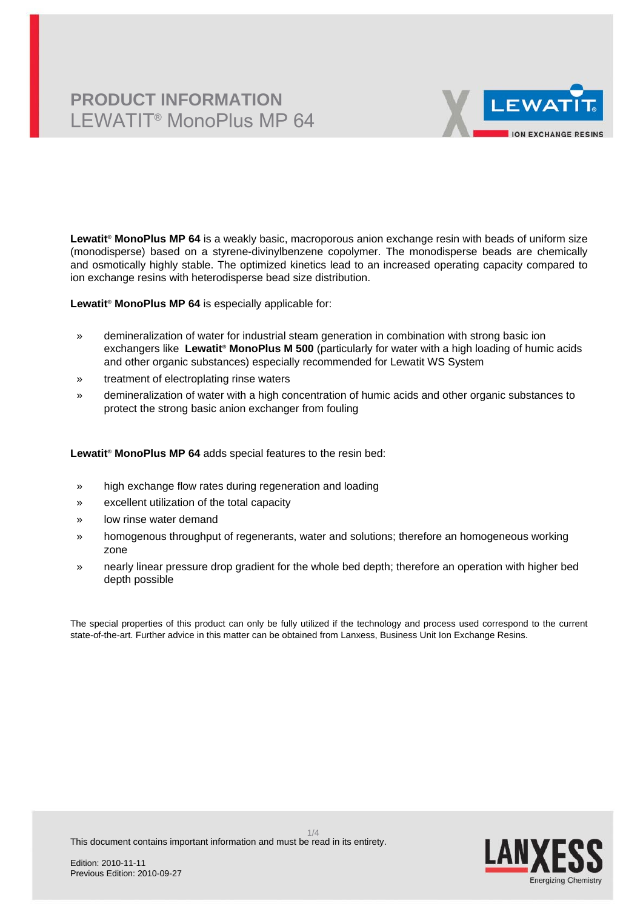# PRODUCT INFORMATION

## LEWATIT® MonoPlus MP 64

**Lewatit® MonoPlus MP 64** is a weakly basic, macroporous anion exchange resin with beads of uniform size (monodisperse) based on a styrene-divinylbenzene copolymer. The monodisperse beads are chemically and osmotically highly stable. The optimized kinetics lead to an increased operating capacity compared to ion exchange resins with heterodisperse bead size distribution.

**Lewatit® MonoPlus MP 64** is especially applicable for:

- demineralization of water for industrial steam generation in combination with strong basic ion exchangers like **Lewatit® MonoPlus M 500** (particularly for water with a high loading of humic acids and other organic substances) especially recommended for Lewatit WS System
- treatment of electroplating rinse waters
- demineralization of water with a high concentration of humic acids and other organic substances to protect the strong basic anion exchanger from fouling

**Lewatit® MonoPlus MP 64** adds special features to the resin bed:

- high exchange flow rates during regeneration and loading
- excellent utilization of the total capacity
- low rinse water demand
- homogenous throughput of regenerants, water and solutions; therefore an homogeneous working zone
- nearly linear pressure drop gradient for the whole bed depth; therefore an operation with higher bed depth possible

The special properties of this product can only be fully utilized if the technology and process used correspond to the current state-of-the-art. Further advice in this matter can be obtained from Lanxess, Business Unit Ion Exchange Resins.

This document contains important information and must be read in its entirety.

Edition: 2010-11-11
Previous Edition: 2010-09-27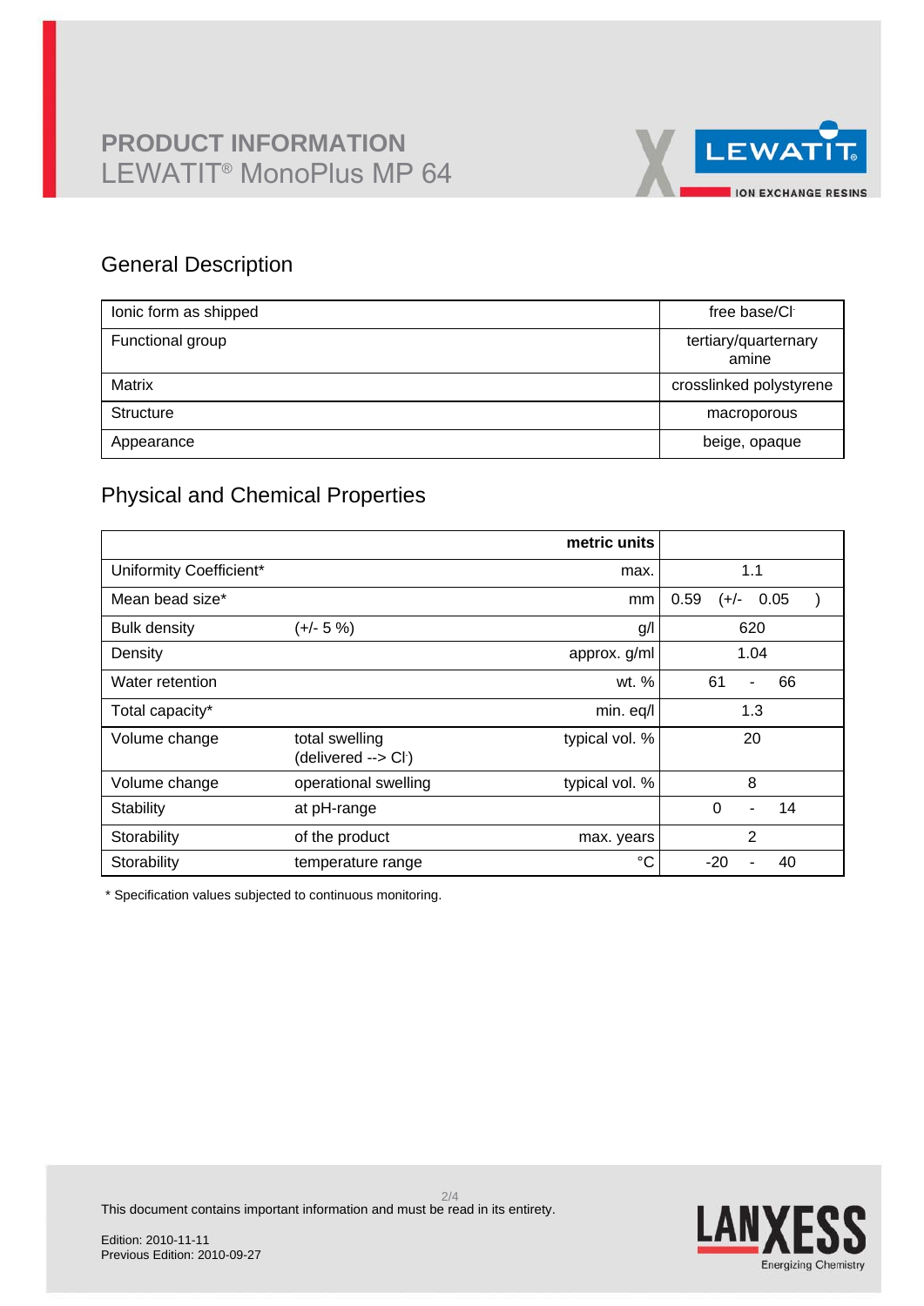# PRODUCT INFORMATION

LEWATIT® MonoPlus MP 64

## General Description

| | |
|---|---|
| Ionic form as shipped | free base/$Cl^-$ |
| Functional group | tertiary/quarternary amine |
| Matrix | crosslinked polystyrene |
| Structure | macroporous |
| Appearance | beige, opaque |

## Physical and Chemical Properties

| | | metric units | |
|---|---|---|---|
| Uniformity Coefficient* | | max. | 1.1 |
| Mean bead size* | | mm | 0.59 (+/- 0.05 ) |
| Bulk density | (+/- 5 %) | g/l | 620 |
| Density | | approx. g/ml | 1.04 |
| Water retention | | wt. % | 61 - 66 |
| Total capacity* | | min. eq/l | 1.3 |
| Volume change | total swelling (delivered --> $Cl^-$) | typical vol. % | 20 |
| Volume change | operational swelling | typical vol. % | 8 |
| Stability | at pH-range | | 0 - 14 |
| Storability | of the product | max. years | 2 |
| Storability | temperature range | °C | -20 - 40 |

* Specification values subjected to continuous monitoring.

This document contains important information and must be read in its entirety.

Edition: 2010-11-11
Previous Edition: 2010-09-27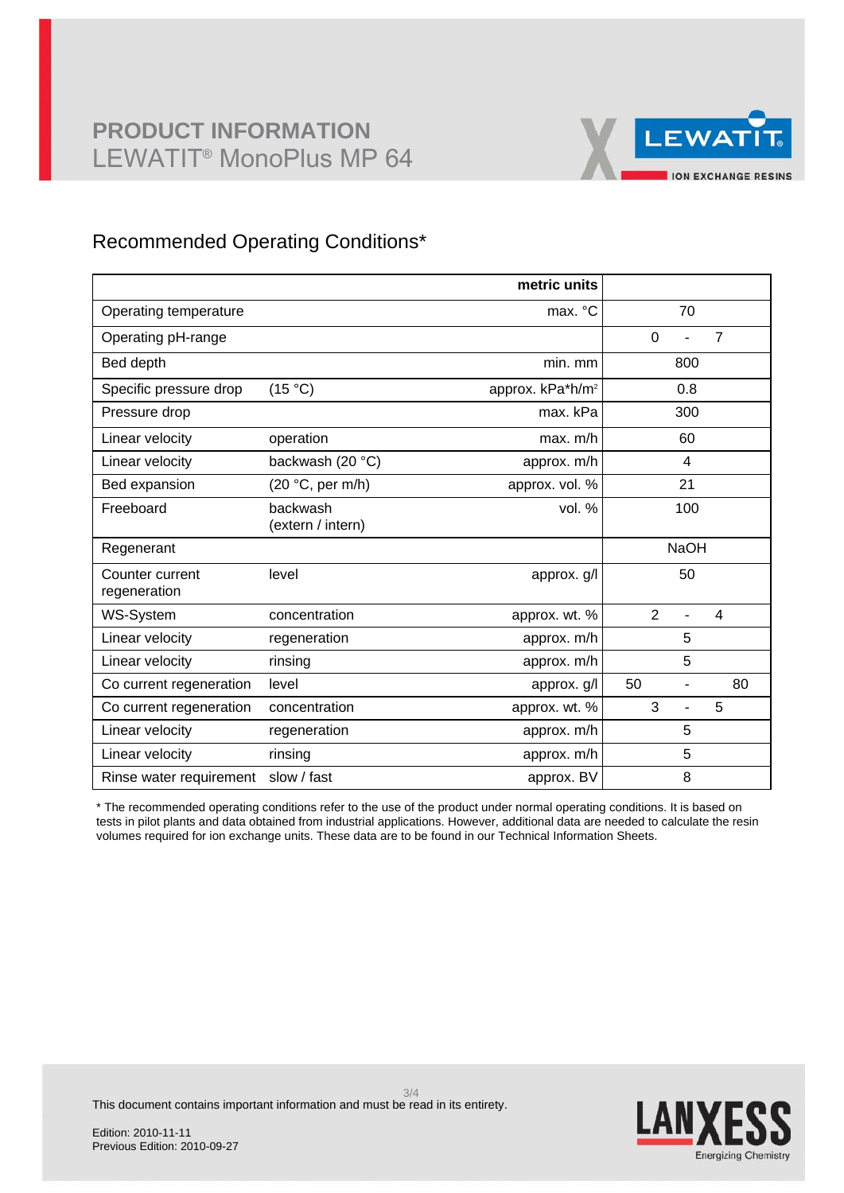# PRODUCT INFORMATION
LEWATIT® MonoPlus MP 64

## Recommended Operating Conditions*

| | | metric units | |
|---|---|---|---|
| Operating temperature | | max. °C | 70 |
| Operating pH-range | | | 0 - 7 |
| Bed depth | | min. mm | 800 |
| Specific pressure drop | (15 °C) | approx. kPa*h/m² | 0.8 |
| Pressure drop | | max. kPa | 300 |
| Linear velocity | operation | max. m/h | 60 |
| Linear velocity | backwash (20 °C) | approx. m/h | 4 |
| Bed expansion | (20 °C, per m/h) | approx. vol. % | 21 |
| Freeboard | backwash (extern / intern) | vol. % | 100 |
| Regenerant | | | NaOH |
| Counter current regeneration | level | approx. g/l | 50 |
| WS-System | concentration | approx. wt. % | 2 - 4 |
| Linear velocity | regeneration | approx. m/h | 5 |
| Linear velocity | rinsing | approx. m/h | 5 |
| Co current regeneration | level | approx. g/l | 50 - 80 |
| Co current regeneration | concentration | approx. wt. % | 3 - 5 |
| Linear velocity | regeneration | approx. m/h | 5 |
| Linear velocity | rinsing | approx. m/h | 5 |
| Rinse water requirement | slow / fast | approx. BV | 8 |

* The recommended operating conditions refer to the use of the product under normal operating conditions. It is based on tests in pilot plants and data obtained from industrial applications. However, additional data are needed to calculate the resin volumes required for ion exchange units. These data are to be found in our Technical Information Sheets.

This document contains important information and must be read in its entirety.

Edition: 2010-11-11
Previous Edition: 2010-09-27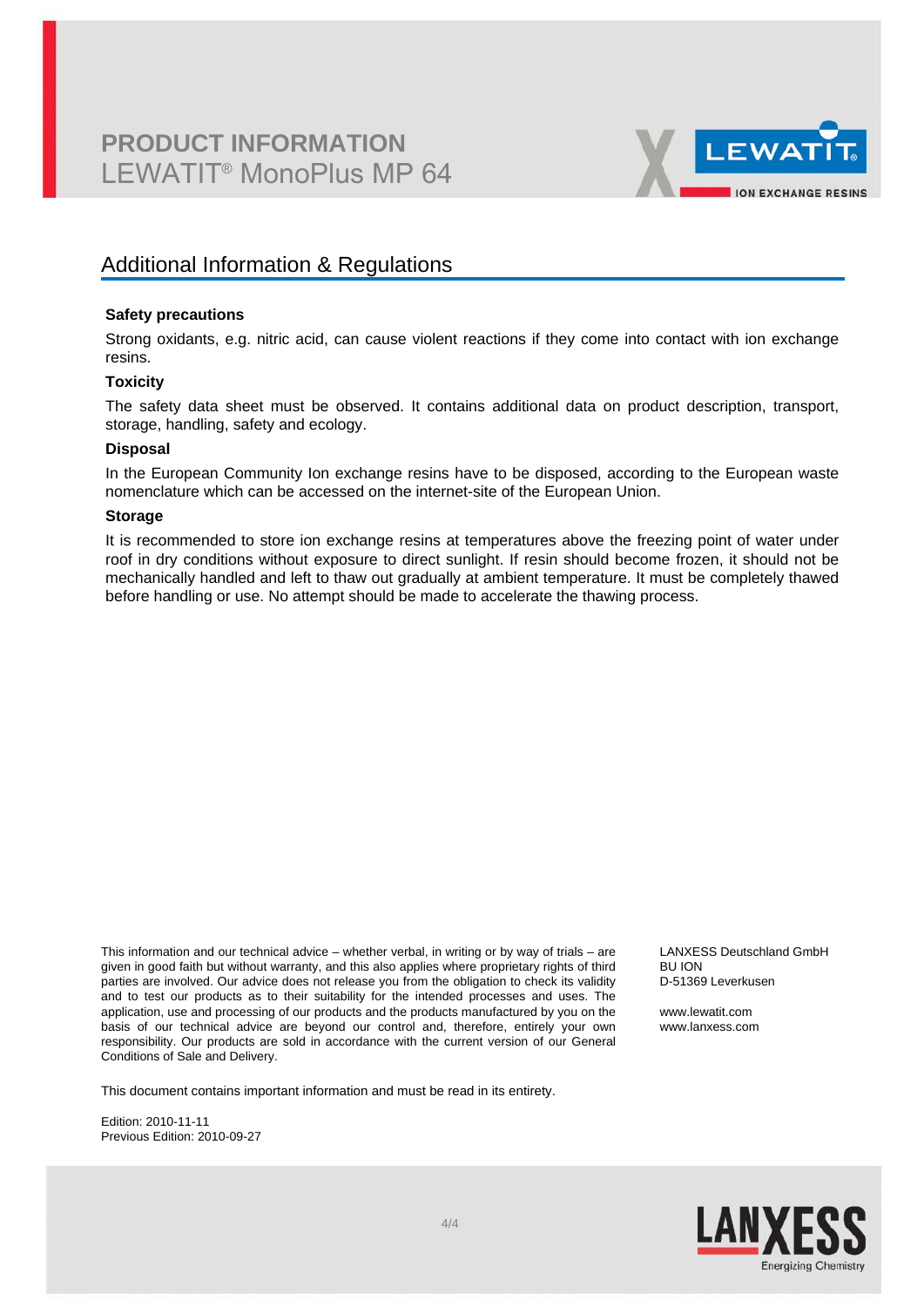# PRODUCT INFORMATION
LEWATIT® MonoPlus MP 64

## Additional Information & Regulations

**Safety precautions**

Strong oxidants, e.g. nitric acid, can cause violent reactions if they come into contact with ion exchange resins.

**Toxicity**

The safety data sheet must be observed. It contains additional data on product description, transport, storage, handling, safety and ecology.

**Disposal**

In the European Community Ion exchange resins have to be disposed, according to the European waste nomenclature which can be accessed on the internet-site of the European Union.

**Storage**

It is recommended to store ion exchange resins at temperatures above the freezing point of water under roof in dry conditions without exposure to direct sunlight. If resin should become frozen, it should not be mechanically handled and left to thaw out gradually at ambient temperature. It must be completely thawed before handling or use. No attempt should be made to accelerate the thawing process.

This information and our technical advice – whether verbal, in writing or by way of trials – are given in good faith but without warranty, and this also applies where proprietary rights of third parties are involved. Our advice does not release you from the obligation to check its validity and to test our products as to their suitability for the intended processes and uses. The application, use and processing of our products and the products manufactured by you on the basis of our technical advice are beyond our control and, therefore, entirely your own responsibility. Our products are sold in accordance with the current version of our General Conditions of Sale and Delivery.

LANXESS Deutschland GmbH
BU ION
D-51369 Leverkusen

www.lewatit.com
www.lanxess.com

This document contains important information and must be read in its entirety.

Edition: 2010-11-11
Previous Edition: 2010-09-27